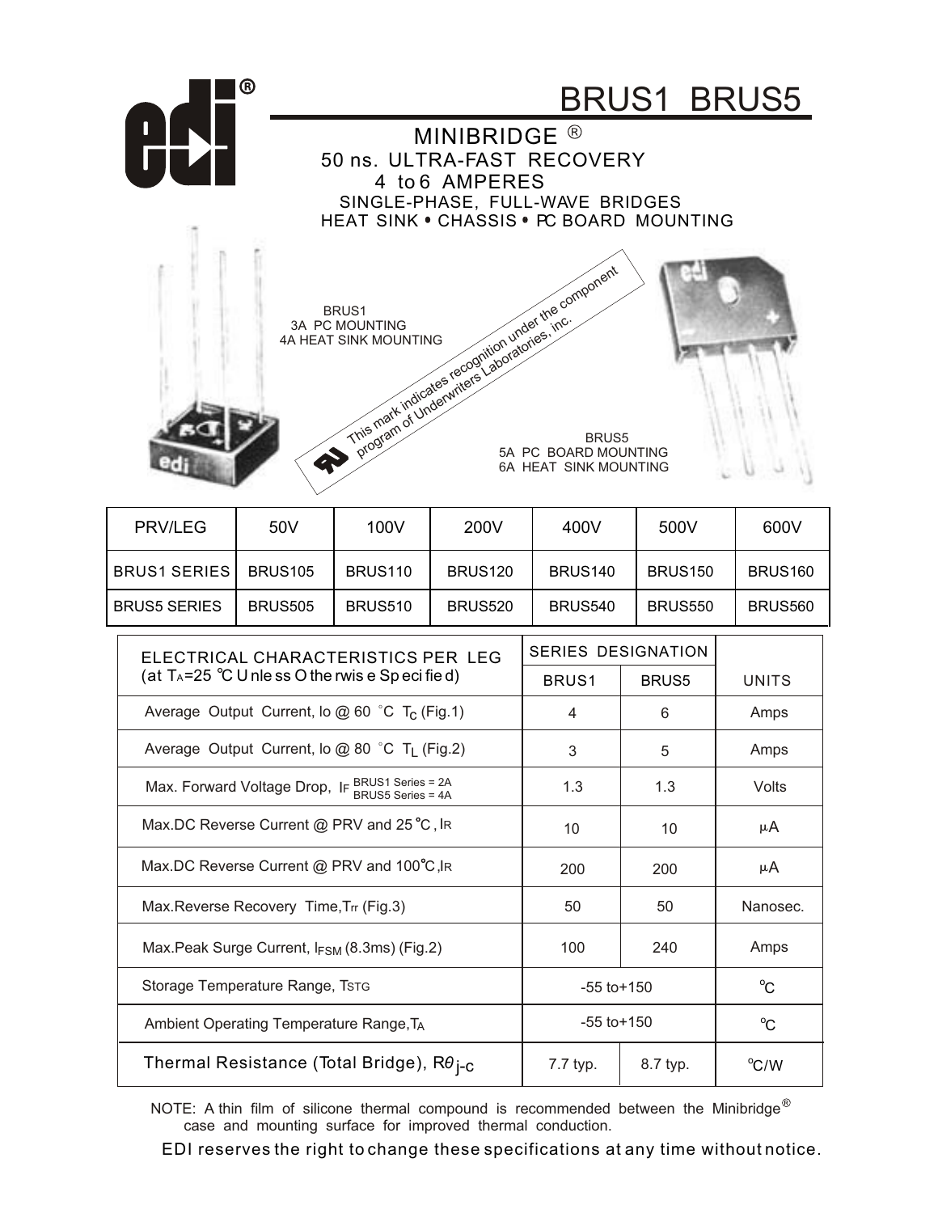# BRUS1 BRUS5

## MINIBRIDGE ®

### 50 ns. ULTRA-FAST RECOVERY
### 4 to 6 AMPERES

SINGLE-PHASE, FULL-WAVE BRIDGES
HEAT SINK • CHASSIS • PC BOARD MOUNTING

BRUS1
3A PC MOUNTING
4A HEAT SINK MOUNTING

This mark indicates recognition under the component program of Underwriters Laboratories, inc.

BRUS5
5A PC BOARD MOUNTING
6A HEAT SINK MOUNTING

| PRV/LEG | 50V | 100V | 200V | 400V | 500V | 600V |
|---|---|---|---|---|---|---|
| BRUS1 SERIES | BRUS105 | BRUS110 | BRUS120 | BRUS140 | BRUS150 | BRUS160 |
| BRUS5 SERIES | BRUS505 | BRUS510 | BRUS520 | BRUS540 | BRUS550 | BRUS560 |

| ELECTRICAL CHARACTERISTICS PER LEG (at $T_A$=25 ℃ Unless Otherwise Specified) | SERIES DESIGNATION | | UNITS |
|---|---|---|---|
| | BRUS1 | BRUS5 | |
| Average Output Current, Io @ 60 °C $T_C$ (Fig.1) | 4 | 6 | Amps |
| Average Output Current, Io @ 80 °C $T_L$ (Fig.2) | 3 | 5 | Amps |
| Max. Forward Voltage Drop, $I_F$ BRUS1 Series = 2A, BRUS5 Series = 4A | 1.3 | 1.3 | Volts |
| Max.DC Reverse Current @ PRV and 25 ℃, $I_R$ | 10 | 10 | µA |
| Max.DC Reverse Current @ PRV and 100℃, $I_R$ | 200 | 200 | µA |
| Max.Reverse Recovery Time, $T_{rr}$ (Fig.3) | 50 | 50 | Nanosec. |
| Max.Peak Surge Current, $I_{FSM}$ (8.3ms) (Fig.2) | 100 | 240 | Amps |
| Storage Temperature Range, $T_{STG}$ | -55 to+150 | | ℃ |
| Ambient Operating Temperature Range, $T_A$ | -55 to+150 | | ℃ |
| Thermal Resistance (Total Bridge), $R\theta_{j-c}$ | 7.7 typ. | 8.7 typ. | ℃/W |

NOTE: A thin film of silicone thermal compound is recommended between the Minibridge® case and mounting surface for improved thermal conduction.

EDI reserves the right to change these specifications at any time without notice.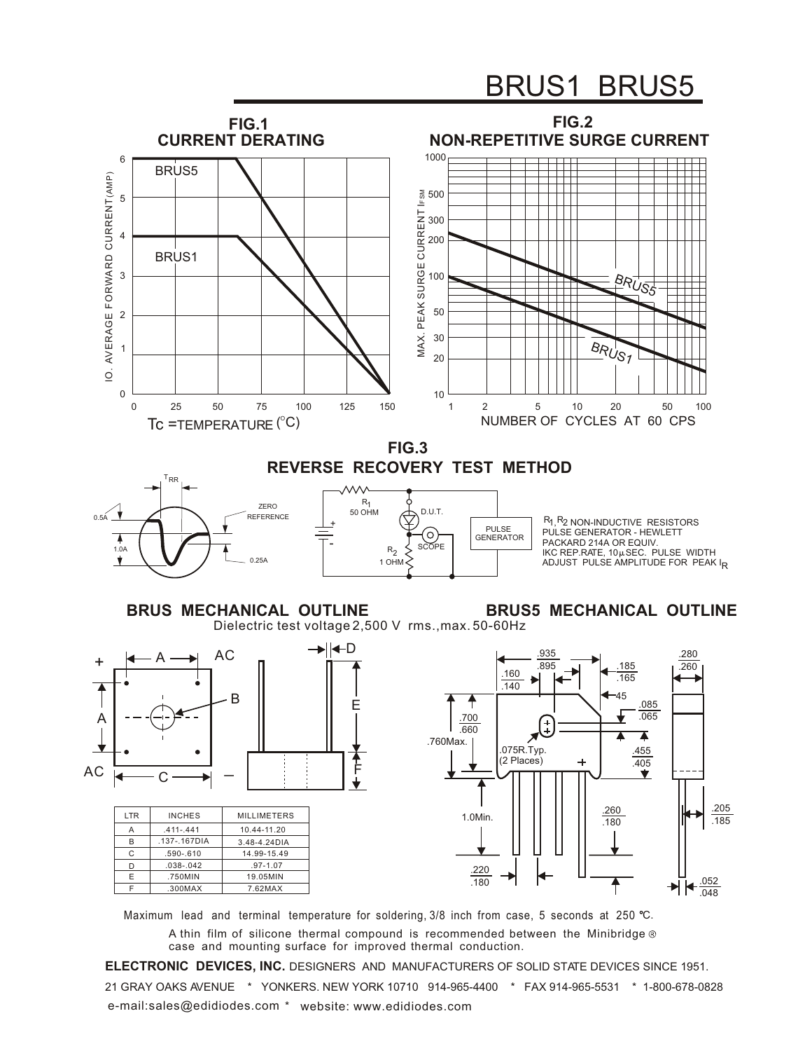# BRUS1 BRUS5

## FIG.1 CURRENT DERATING

IO. AVERAGE FORWARD CURRENT (AMP)

6, 5, 4, 3, 2, 1, 0

BRUS5

BRUS1

0, 25, 50, 75, 100, 125, 150

Tc =TEMPERATURE (°C)

## FIG.2 NON-REPETITIVE SURGE CURRENT

MAX. PEAK SURGE CURRENT $I_{FSM}$

1000, 500, 300, 200, 100, 50, 30, 20, 10

BRUS5

BRUS1

1, 2, 5, 10, 20, 50, 100

NUMBER OF CYCLES AT 60 CPS

## FIG.3 REVERSE RECOVERY TEST METHOD

$T_{RR}$

0.5A

1.0A

ZERO REFERENCE

0.25A

$R_1$ 50 OHM

D.U.T.

$R_2$ 1 OHM

SCOPE

PULSE GENERATOR

$R_1$, $R_2$ NON-INDUCTIVE RESISTORS
PULSE GENERATOR - HEWLETT PACKARD 214A OR EQUIV.
IKC REP.RATE, 10μSEC. PULSE WIDTH
ADJUST PULSE AMPLITUDE FOR PEAK $I_R$

## BRUS MECHANICAL OUTLINE

Dielectric test voltage 2,500 V rms.,max. 50-60Hz

+ A AC B A AC C – D E F

| LTR | INCHES | MILLIMETERS |
|---|---|---|
| A | .411-.441 | 10.44-11.20 |
| B | .137-.167DIA | 3.48-4.24DIA |
| C | .590-.610 | 14.99-15.49 |
| D | .038-.042 | .97-1.07 |
| E | .750MIN | 19.05MIN |
| F | .300MAX | 7.62MAX |

## BRUS5 MECHANICAL OUTLINE

.935/.895

.160/.140

.185/.165

.280/.260

45

.085/.065

.700/.660

.760Max.

.075R.Typ. (2 Places)

.455/.405

1.0Min.

.260/.180

.205/.185

.220/.180

.052/.048

Maximum lead and terminal temperature for soldering, 3/8 inch from case, 5 seconds at 250 °C.

A thin film of silicone thermal compound is recommended between the Minibridge ® case and mounting surface for improved thermal conduction.

**ELECTRONIC DEVICES, INC.** DESIGNERS AND MANUFACTURERS OF SOLID STATE DEVICES SINCE 1951.

21 GRAY OAKS AVENUE * YONKERS. NEW YORK 10710 914-965-4400 * FAX 914-965-5531 * 1-800-678-0828

e-mail:sales@edidiodes.com * website: www.edidiodes.com